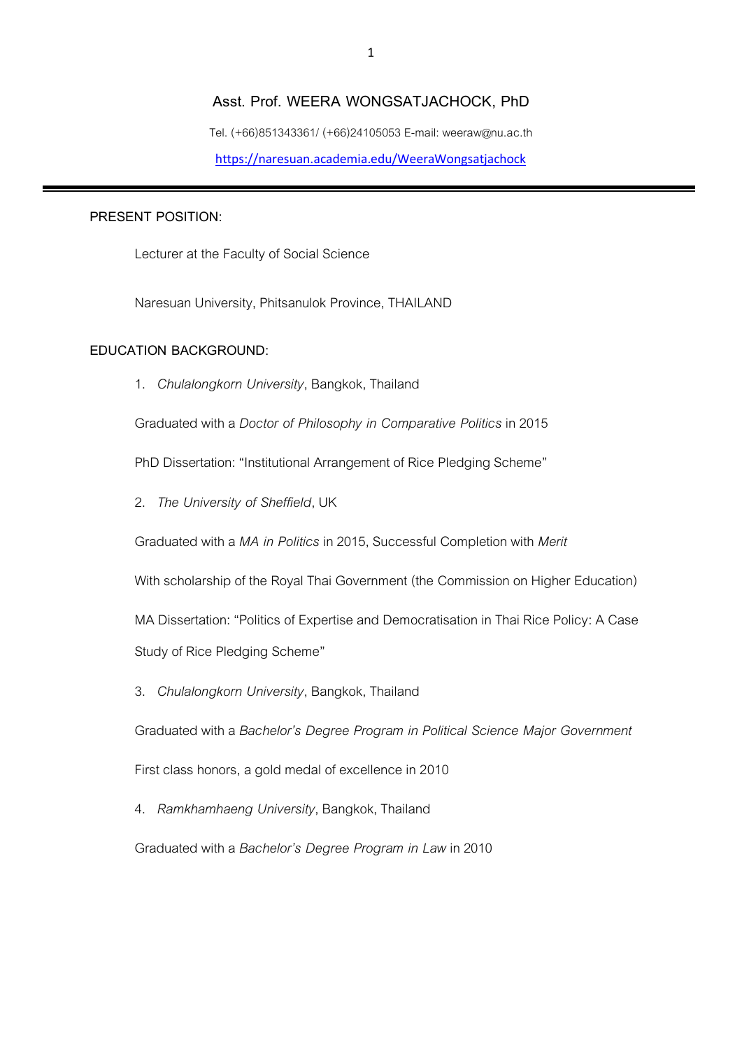# Asst. Prof. WEERA WONGSATJACHOCK, PhD

Tel. (+66)851343361/ (+66)24105053 E-mail: weeraw@nu.ac.th

https://naresuan.academia.edu/WeeraWongsatjachock

---

## PRESENT POSITION:

Lecturer at the Faculty of Social Science

Naresuan University, Phitsanulok Province, THAILAND

## EDUCATION BACKGROUND:

1. *Chulalongkorn University*, Bangkok, Thailand

Graduated with a *Doctor of Philosophy in Comparative Politics* in 2015

PhD Dissertation: "Institutional Arrangement of Rice Pledging Scheme"

2. *The University of Sheffield*, UK

Graduated with a *MA in Politics* in 2015, Successful Completion with *Merit*

With scholarship of the Royal Thai Government (the Commission on Higher Education)

MA Dissertation: "Politics of Expertise and Democratisation in Thai Rice Policy: A Case Study of Rice Pledging Scheme"

3. *Chulalongkorn University*, Bangkok, Thailand

Graduated with a *Bachelor's Degree Program in Political Science Major Government*

First class honors, a gold medal of excellence in 2010

4. *Ramkhamhaeng University*, Bangkok, Thailand

Graduated with a *Bachelor's Degree Program in Law* in 2010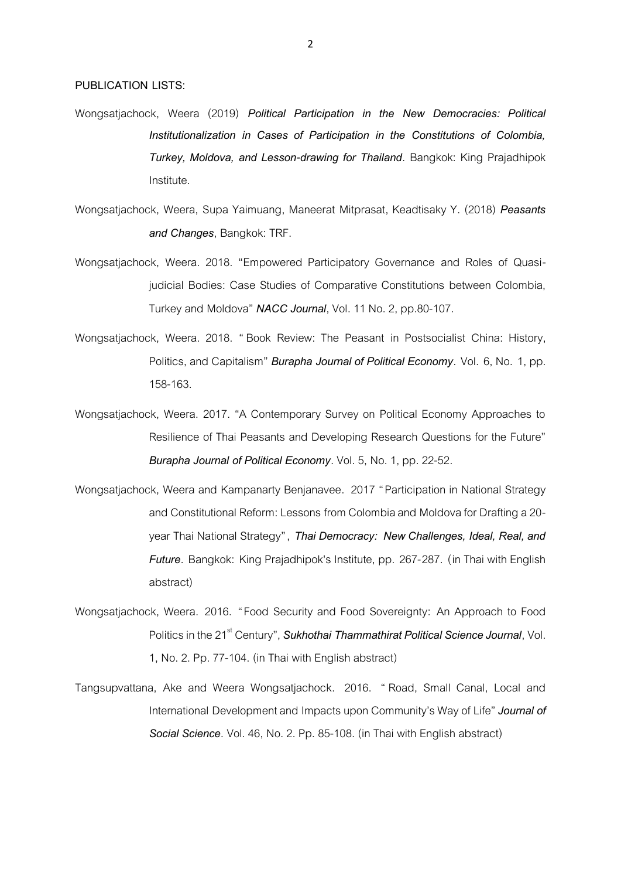**PUBLICATION LISTS:**

Wongsatjachock, Weera (2019) ***Political Participation in the New Democracies: Political Institutionalization in Cases of Participation in the Constitutions of Colombia, Turkey, Moldova, and Lesson-drawing for Thailand***. Bangkok: King Prajadhipok Institute.

Wongsatjachock, Weera, Supa Yaimuang, Maneerat Mitprasat, Keadtisaky Y. (2018) ***Peasants and Changes***, Bangkok: TRF.

Wongsatjachock, Weera. 2018. "Empowered Participatory Governance and Roles of Quasi-judicial Bodies: Case Studies of Comparative Constitutions between Colombia, Turkey and Moldova" ***NACC Journal***, Vol. 11 No. 2, pp.80-107.

Wongsatjachock, Weera. 2018. " Book Review: The Peasant in Postsocialist China: History, Politics, and Capitalism" ***Burapha Journal of Political Economy***. Vol. 6, No. 1, pp. 158-163.

Wongsatjachock, Weera. 2017. "A Contemporary Survey on Political Economy Approaches to Resilience of Thai Peasants and Developing Research Questions for the Future" ***Burapha Journal of Political Economy***. Vol. 5, No. 1, pp. 22-52.

Wongsatjachock, Weera and Kampanarty Benjanavee. 2017 "Participation in National Strategy and Constitutional Reform: Lessons from Colombia and Moldova for Drafting a 20-year Thai National Strategy", ***Thai Democracy: New Challenges, Ideal, Real, and Future.*** Bangkok: King Prajadhipok's Institute, pp. 267-287. (in Thai with English abstract)

Wongsatjachock, Weera. 2016. "Food Security and Food Sovereignty: An Approach to Food Politics in the 21st Century", ***Sukhothai Thammathirat Political Science Journal***, Vol. 1, No. 2. Pp. 77-104. (in Thai with English abstract)

Tangsupvattana, Ake and Weera Wongsatjachock. 2016. " Road, Small Canal, Local and International Development and Impacts upon Community's Way of Life" ***Journal of Social Science***. Vol. 46, No. 2. Pp. 85-108. (in Thai with English abstract)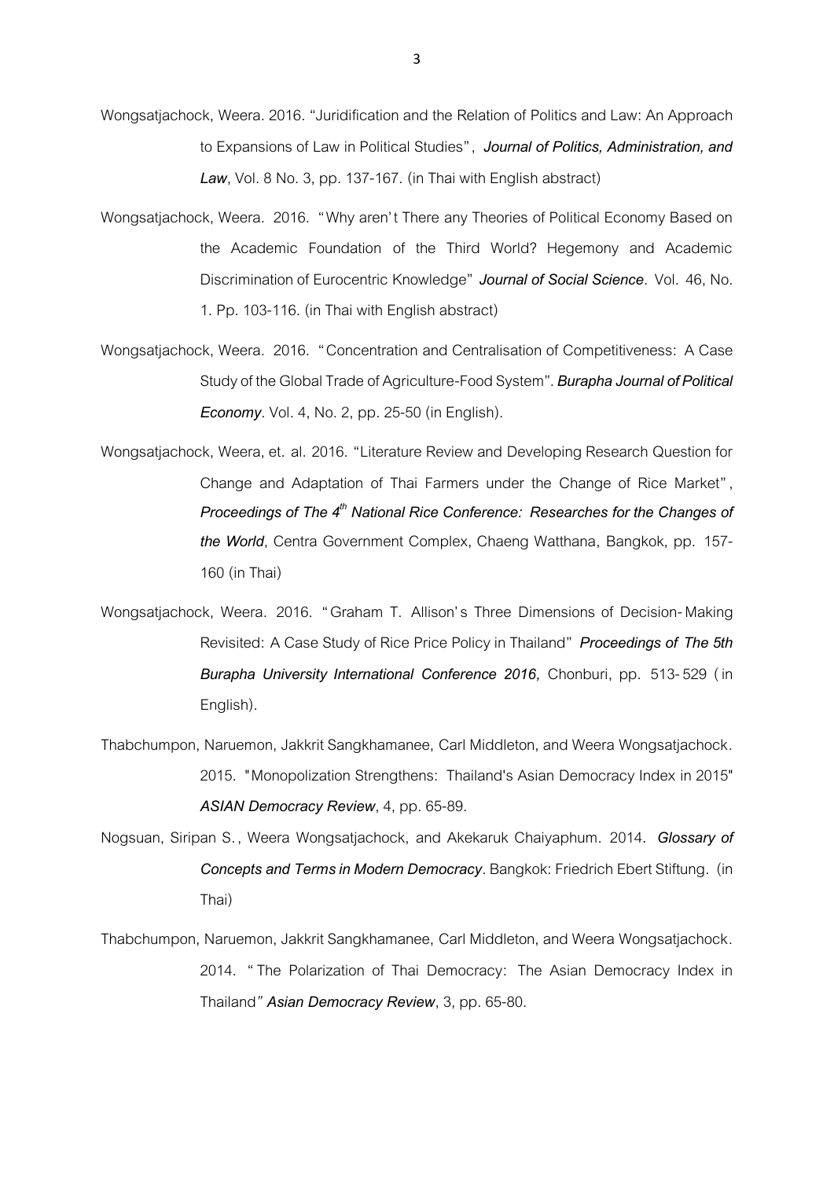Wongsatjachock, Weera. 2016. "Juridification and the Relation of Politics and Law: An Approach to Expansions of Law in Political Studies", ***Journal of Politics, Administration, and Law***, Vol. 8 No. 3, pp. 137-167. (in Thai with English abstract)

Wongsatjachock, Weera. 2016. "Why aren't There any Theories of Political Economy Based on the Academic Foundation of the Third World? Hegemony and Academic Discrimination of Eurocentric Knowledge" ***Journal of Social Science***. Vol. 46, No. 1. Pp. 103-116. (in Thai with English abstract)

Wongsatjachock, Weera. 2016. "Concentration and Centralisation of Competitiveness: A Case Study of the Global Trade of Agriculture-Food System". ***Burapha Journal of Political Economy***. Vol. 4, No. 2, pp. 25-50 (in English).

Wongsatjachock, Weera, et. al. 2016. "Literature Review and Developing Research Question for Change and Adaptation of Thai Farmers under the Change of Rice Market", ***Proceedings of The 4th National Rice Conference: Researches for the Changes of the World***, Centra Government Complex, Chaeng Watthana, Bangkok, pp. 157-160 (in Thai)

Wongsatjachock, Weera. 2016. "Graham T. Allison's Three Dimensions of Decision-Making Revisited: A Case Study of Rice Price Policy in Thailand" ***Proceedings of The 5th Burapha University International Conference 2016,*** Chonburi, pp. 513-529 (in English).

Thabchumpon, Naruemon, Jakkrit Sangkhamanee, Carl Middleton, and Weera Wongsatjachock. 2015. "Monopolization Strengthens: Thailand's Asian Democracy Index in 2015" ***ASIAN Democracy Review***, 4, pp. 65-89.

Nogsuan, Siripan S., Weera Wongsatjachock, and Akekaruk Chaiyaphum. 2014. ***Glossary of Concepts and Terms in Modern Democracy***. Bangkok: Friedrich Ebert Stiftung. (in Thai)

Thabchumpon, Naruemon, Jakkrit Sangkhamanee, Carl Middleton, and Weera Wongsatjachock. 2014. "The Polarization of Thai Democracy: The Asian Democracy Index in Thailand" ***Asian Democracy Review***, 3, pp. 65-80.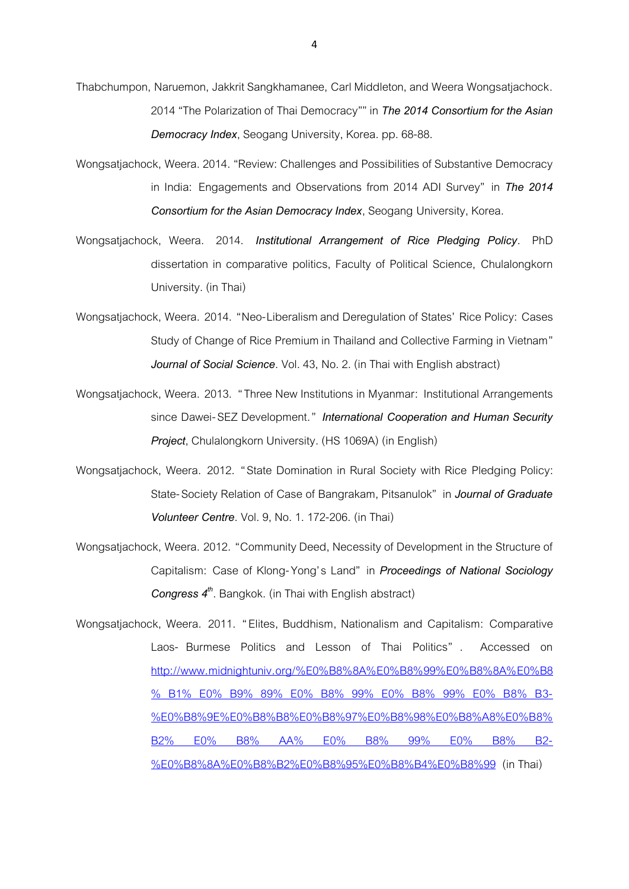Thabchumpon, Naruemon, Jakkrit Sangkhamanee, Carl Middleton, and Weera Wongsatjachock. 2014 "The Polarization of Thai Democracy"" in ***The 2014 Consortium for the Asian Democracy Index***, Seogang University, Korea. pp. 68-88.

Wongsatjachock, Weera. 2014. "Review: Challenges and Possibilities of Substantive Democracy in India: Engagements and Observations from 2014 ADI Survey" in ***The 2014 Consortium for the Asian Democracy Index***, Seogang University, Korea.

Wongsatjachock, Weera. 2014. ***Institutional Arrangement of Rice Pledging Policy***. PhD dissertation in comparative politics, Faculty of Political Science, Chulalongkorn University. (in Thai)

Wongsatjachock, Weera. 2014. "Neo-Liberalism and Deregulation of States' Rice Policy: Cases Study of Change of Rice Premium in Thailand and Collective Farming in Vietnam" ***Journal of Social Science***. Vol. 43, No. 2. (in Thai with English abstract)

Wongsatjachock, Weera. 2013. "Three New Institutions in Myanmar: Institutional Arrangements since Dawei-SEZ Development." ***International Cooperation and Human Security Project***, Chulalongkorn University. (HS 1069A) (in English)

Wongsatjachock, Weera. 2012. "State Domination in Rural Society with Rice Pledging Policy: State-Society Relation of Case of Bangrakam, Pitsanulok" in ***Journal of Graduate Volunteer Centre***. Vol. 9, No. 1. 172-206. (in Thai)

Wongsatjachock, Weera. 2012. "Community Deed, Necessity of Development in the Structure of Capitalism: Case of Klong-Yong's Land" in ***Proceedings of National Sociology Congress 4th***. Bangkok. (in Thai with English abstract)

Wongsatjachock, Weera. 2011. "Elites, Buddhism, Nationalism and Capitalism: Comparative Laos- Burmese Politics and Lesson of Thai Politics". Accessed on http://www.midnightuniv.org/%E0%B8%8A%E0%B8%99%E0%B8%8A%E0%B8%B1%E0%B9%89%E0%B8%99%E0%B8%99%E0%B8%B3-%E0%B8%9E%E0%B8%B8%E0%B8%97%E0%B8%98%E0%B8%A8%E0%B8%B2%E0%B8%AA%E0%B8%99%E0%B8%B2-%E0%B8%8A%E0%B8%B2%E0%B8%95%E0%B8%B4%E0%B8%99 (in Thai)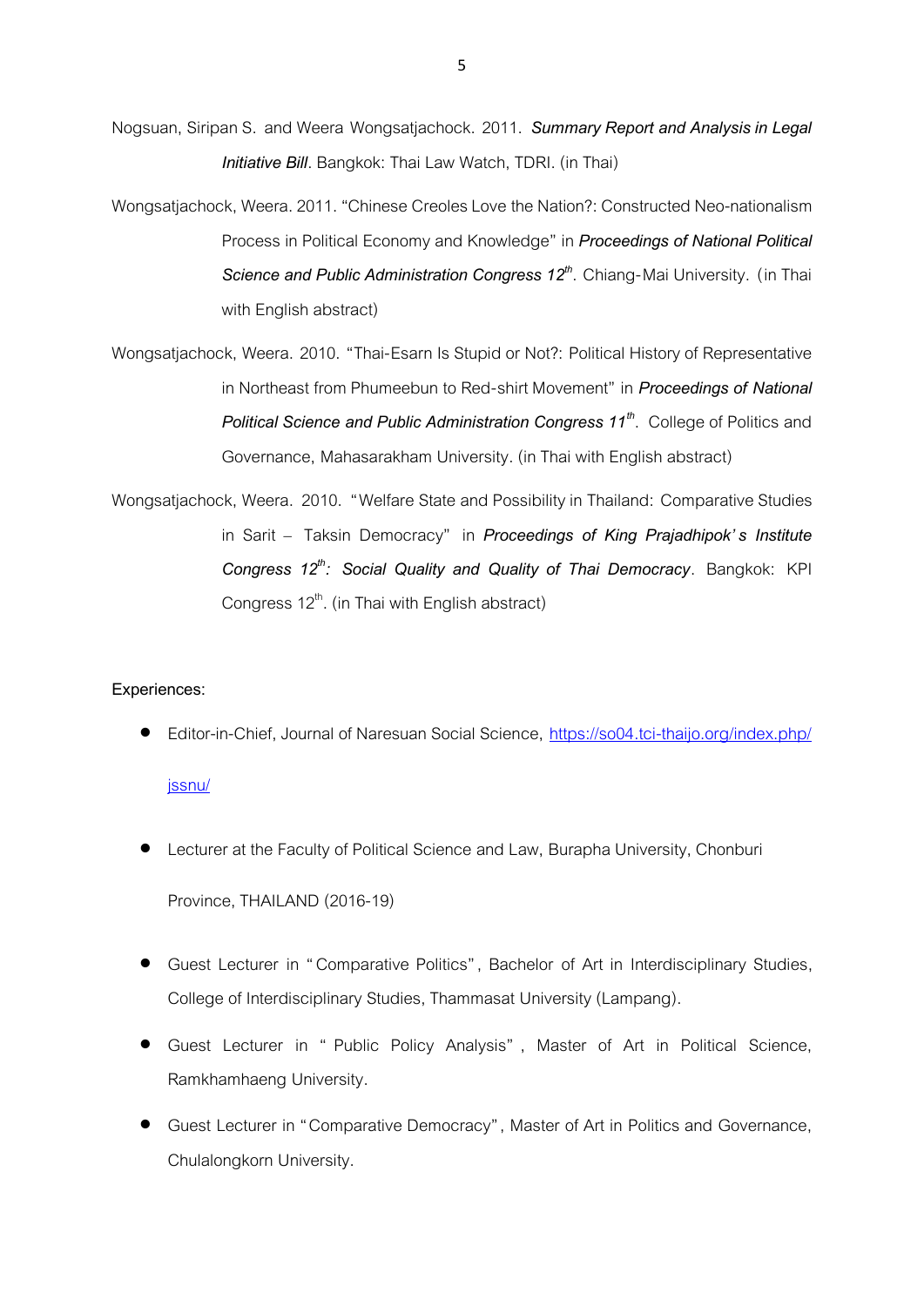Nogsuan, Siripan S. and Weera Wongsatjachock. 2011. ***Summary Report and Analysis in Legal Initiative Bill***. Bangkok: Thai Law Watch, TDRI. (in Thai)

Wongsatjachock, Weera. 2011. "Chinese Creoles Love the Nation?: Constructed Neo-nationalism Process in Political Economy and Knowledge" in ***Proceedings of National Political Science and Public Administration Congress 12th***. Chiang-Mai University. (in Thai with English abstract)

Wongsatjachock, Weera. 2010. "Thai-Esarn Is Stupid or Not?: Political History of Representative in Northeast from Phumeebun to Red-shirt Movement" in ***Proceedings of National Political Science and Public Administration Congress 11th***. College of Politics and Governance, Mahasarakham University. (in Thai with English abstract)

Wongsatjachock, Weera. 2010. "Welfare State and Possibility in Thailand: Comparative Studies in Sarit – Taksin Democracy" in ***Proceedings of King Prajadhipok's Institute Congress 12th: Social Quality and Quality of Thai Democracy***. Bangkok: KPI Congress 12th. (in Thai with English abstract)

**Experiences:**

- Editor-in-Chief, Journal of Naresuan Social Science, [https://so04.tci-thaijo.org/index.php/jssnu/](https://so04.tci-thaijo.org/index.php/jssnu/)
- Lecturer at the Faculty of Political Science and Law, Burapha University, Chonburi Province, THAILAND (2016-19)
- Guest Lecturer in "Comparative Politics", Bachelor of Art in Interdisciplinary Studies, College of Interdisciplinary Studies, Thammasat University (Lampang).
- Guest Lecturer in "Public Policy Analysis", Master of Art in Political Science, Ramkhamhaeng University.
- Guest Lecturer in "Comparative Democracy", Master of Art in Politics and Governance, Chulalongkorn University.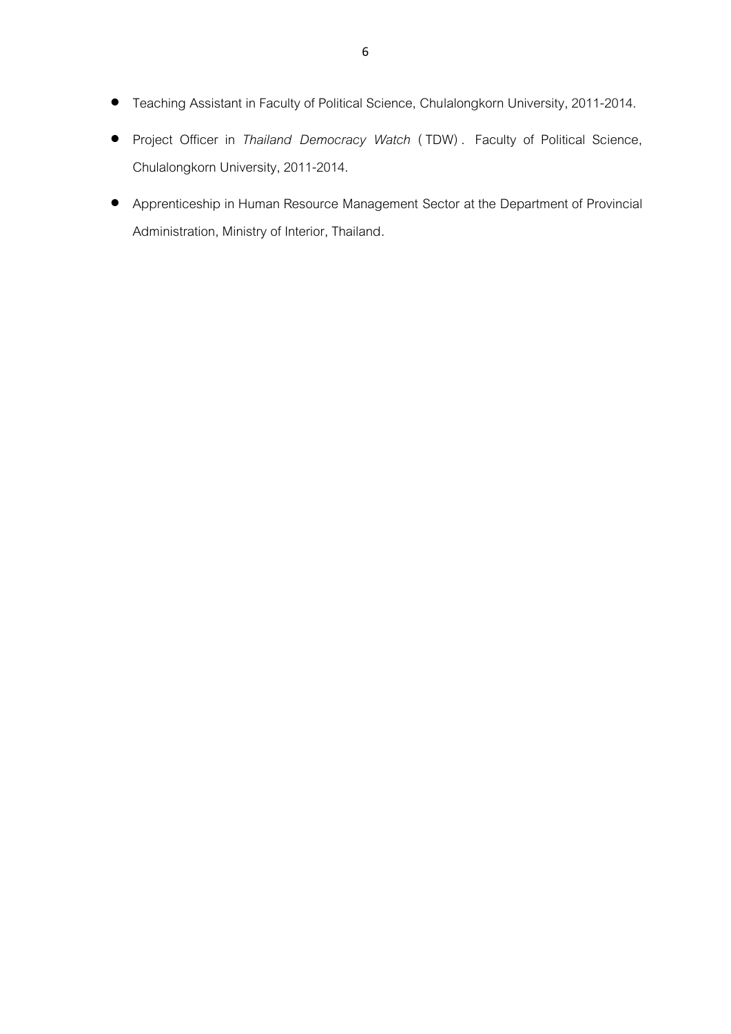- Teaching Assistant in Faculty of Political Science, Chulalongkorn University, 2011-2014.
- Project Officer in *Thailand Democracy Watch* (TDW). Faculty of Political Science, Chulalongkorn University, 2011-2014.
- Apprenticeship in Human Resource Management Sector at the Department of Provincial Administration, Ministry of Interior, Thailand.